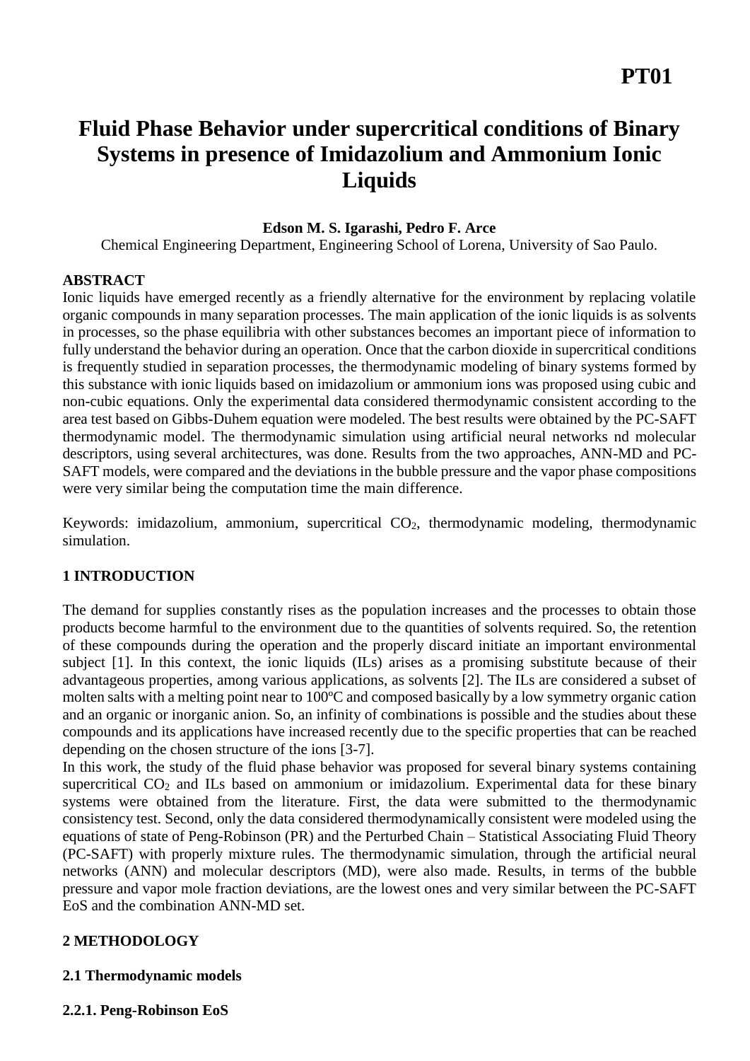# PT01

# Fluid Phase Behavior under supercritical conditions of Binary Systems in presence of Imidazolium and Ammonium Ionic Liquids

**Edson M. S. Igarashi, Pedro F. Arce**

Chemical Engineering Department, Engineering School of Lorena, University of Sao Paulo.

**ABSTRACT**

Ionic liquids have emerged recently as a friendly alternative for the environment by replacing volatile organic compounds in many separation processes. The main application of the ionic liquids is as solvents in processes, so the phase equilibria with other substances becomes an important piece of information to fully understand the behavior during an operation. Once that the carbon dioxide in supercritical conditions is frequently studied in separation processes, the thermodynamic modeling of binary systems formed by this substance with ionic liquids based on imidazolium or ammonium ions was proposed using cubic and non-cubic equations. Only the experimental data considered thermodynamic consistent according to the area test based on Gibbs-Duhem equation were modeled. The best results were obtained by the PC-SAFT thermodynamic model. The thermodynamic simulation using artificial neural networks nd molecular descriptors, using several architectures, was done. Results from the two approaches, ANN-MD and PC-SAFT models, were compared and the deviations in the bubble pressure and the vapor phase compositions were very similar being the computation time the main difference.

Keywords: imidazolium, ammonium, supercritical $CO_2$, thermodynamic modeling, thermodynamic simulation.

## 1 INTRODUCTION

The demand for supplies constantly rises as the population increases and the processes to obtain those products become harmful to the environment due to the quantities of solvents required. So, the retention of these compounds during the operation and the properly discard initiate an important environmental subject [1]. In this context, the ionic liquids (ILs) arises as a promising substitute because of their advantageous properties, among various applications, as solvents [2]. The ILs are considered a subset of molten salts with a melting point near to 100ºC and composed basically by a low symmetry organic cation and an organic or inorganic anion. So, an infinity of combinations is possible and the studies about these compounds and its applications have increased recently due to the specific properties that can be reached depending on the chosen structure of the ions [3-7].

In this work, the study of the fluid phase behavior was proposed for several binary systems containing supercritical $CO_2$ and ILs based on ammonium or imidazolium. Experimental data for these binary systems were obtained from the literature. First, the data were submitted to the thermodynamic consistency test. Second, only the data considered thermodynamically consistent were modeled using the equations of state of Peng-Robinson (PR) and the Perturbed Chain – Statistical Associating Fluid Theory (PC-SAFT) with properly mixture rules. The thermodynamic simulation, through the artificial neural networks (ANN) and molecular descriptors (MD), were also made. Results, in terms of the bubble pressure and vapor mole fraction deviations, are the lowest ones and very similar between the PC-SAFT EoS and the combination ANN-MD set.

## 2 METHODOLOGY

### 2.1 Thermodynamic models

#### 2.2.1. Peng-Robinson EoS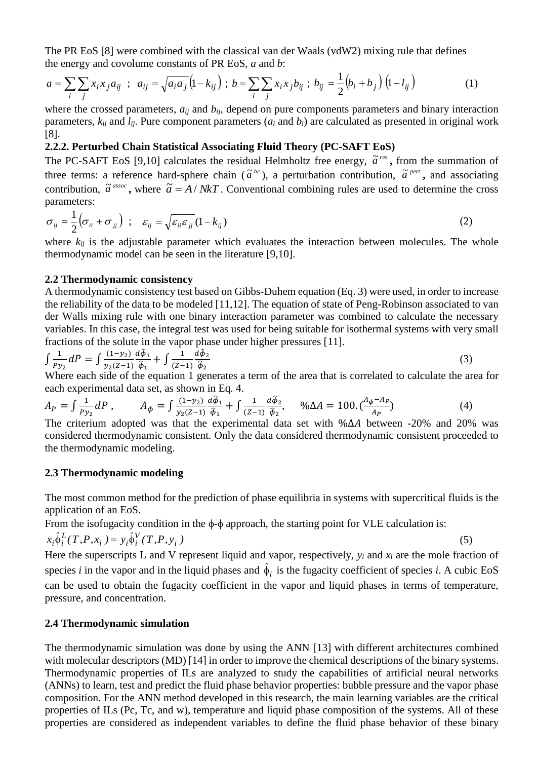The PR EoS [8] were combined with the classical van der Waals (vdW2) mixing rule that defines the energy and covolume constants of PR EoS, *a* and *b*:

$$a = \sum_i \sum_j x_i x_j a_{ij} \;\; ; \;\; a_{ij} = \sqrt{a_i a_j}\left(1 - k_{ij}\right) \; ; \; b = \sum_i \sum_j x_i x_j b_{ij} \; ; \; b_{ij} = \frac{1}{2}\left(b_i + b_j\right)\left(1 - l_{ij}\right) \tag{1}$$

where the crossed parameters, $a_{ij}$ and $b_{ij}$, depend on pure components parameters and binary interaction parameters, $k_{ij}$ and $l_{ij}$. Pure component parameters ($a_i$ and $b_i$) are calculated as presented in original work [8].

### 2.2.2. Perturbed Chain Statistical Associating Fluid Theory (PC-SAFT EoS)

The PC-SAFT EoS [9,10] calculates the residual Helmholtz free energy, $\tilde{a}^{res}$, from the summation of three terms: a reference hard-sphere chain ($\tilde{a}^{hc}$), a perturbation contribution, $\tilde{a}^{pert}$, and associating contribution, $\tilde{a}^{assoc}$, where $\tilde{a} = A/NkT$. Conventional combining rules are used to determine the cross parameters:

$$\sigma_{ij} = \frac{1}{2}\left(\sigma_{ii} + \sigma_{jj}\right) \;\; ; \;\; \varepsilon_{ij} = \sqrt{\varepsilon_{ii}\varepsilon_{jj}}(1 - k_{ij}) \tag{2}$$

where $k_{ij}$ is the adjustable parameter which evaluates the interaction between molecules. The whole thermodynamic model can be seen in the literature [9,10].

## 2.2 Thermodynamic consistency

A thermodynamic consistency test based on Gibbs-Duhem equation (Eq. 3) were used, in order to increase the reliability of the data to be modeled [11,12]. The equation of state of Peng-Robinson associated to van der Walls mixing rule with one binary interaction parameter was combined to calculate the necessary variables. In this case, the integral test was used for being suitable for isothermal systems with very small fractions of the solute in the vapor phase under higher pressures [11].

$$\int \frac{1}{P y_2} dP = \int \frac{(1-y_2)}{y_2(Z-1)} \frac{d\hat{\phi}_1}{\hat{\phi}_1} + \int \frac{1}{(Z-1)} \frac{d\hat{\phi}_2}{\hat{\phi}_2} \tag{3}$$

Where each side of the equation 1 generates a term of the area that is correlated to calculate the area for each experimental data set, as shown in Eq. 4.

$$A_P = \int \frac{1}{P y_2} dP \,, \qquad A_\phi = \int \frac{(1-y_2)}{y_2(Z-1)} \frac{d\hat{\phi}_1}{\hat{\phi}_1} + \int \frac{1}{(Z-1)} \frac{d\hat{\phi}_2}{\hat{\phi}_2}, \quad \% \Delta A = 100.\left(\frac{A_\phi - A_P}{A_P}\right) \tag{4}$$

The criterium adopted was that the experimental data set with $\%\Delta A$ between -20% and 20% was considered thermodynamic consistent. Only the data considered thermodynamic consistent proceeded to the thermodynamic modeling.

## 2.3 Thermodynamic modeling

The most common method for the prediction of phase equilibria in systems with supercritical fluids is the application of an EoS.

From the isofugacity condition in the $\phi$-$\phi$ approach, the starting point for VLE calculation is:

$$x_i \hat{\phi}_i^L(T, P, x_i) = y_i \hat{\phi}_i^V(T, P, y_i) \tag{5}$$

Here the superscripts L and V represent liquid and vapor, respectively, $y_i$ and $x_i$ are the mole fraction of species *i* in the vapor and in the liquid phases and $\hat{\phi}_i$ is the fugacity coefficient of species *i*. A cubic EoS can be used to obtain the fugacity coefficient in the vapor and liquid phases in terms of temperature, pressure, and concentration.

## 2.4 Thermodynamic simulation

The thermodynamic simulation was done by using the ANN [13] with different architectures combined with molecular descriptors (MD) [14] in order to improve the chemical descriptions of the binary systems. Thermodynamic properties of ILs are analyzed to study the capabilities of artificial neural networks (ANNs) to learn, test and predict the fluid phase behavior properties: bubble pressure and the vapor phase composition. For the ANN method developed in this research, the main learning variables are the critical properties of ILs (Pc, Tc, and w), temperature and liquid phase composition of the systems. All of these properties are considered as independent variables to define the fluid phase behavior of these binary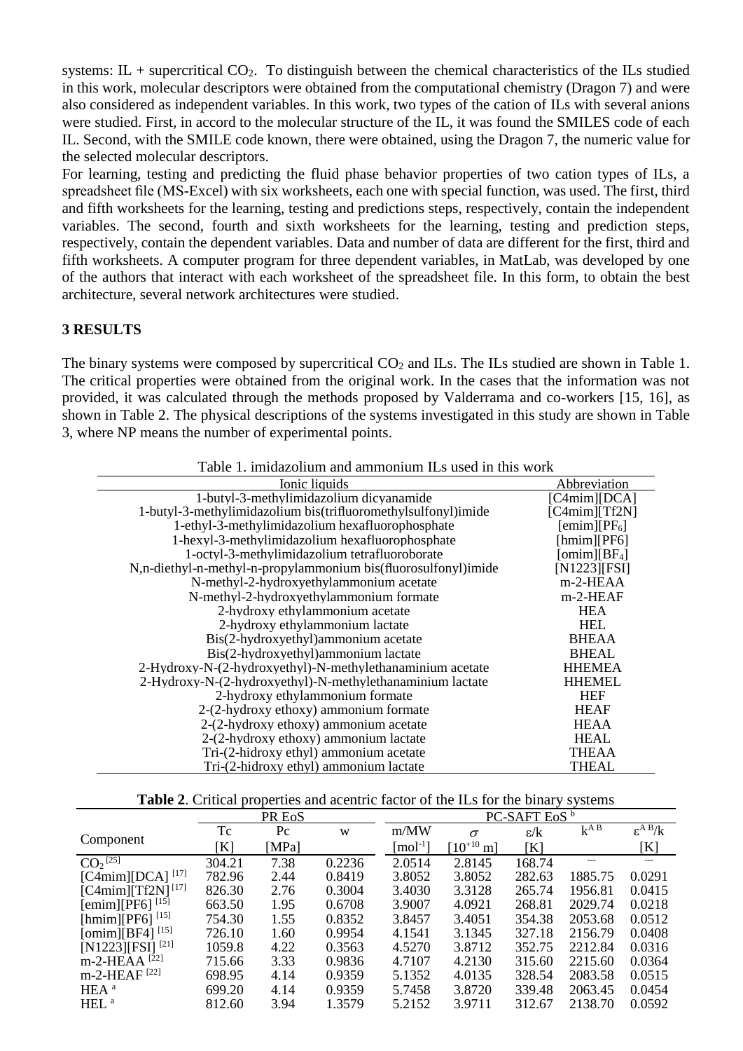systems: IL + supercritical $CO_2$. To distinguish between the chemical characteristics of the ILs studied in this work, molecular descriptors were obtained from the computational chemistry (Dragon 7) and were also considered as independent variables. In this work, two types of the cation of ILs with several anions were studied. First, in accord to the molecular structure of the IL, it was found the SMILES code of each IL. Second, with the SMILE code known, there were obtained, using the Dragon 7, the numeric value for the selected molecular descriptors.

For learning, testing and predicting the fluid phase behavior properties of two cation types of ILs, a spreadsheet file (MS-Excel) with six worksheets, each one with special function, was used. The first, third and fifth worksheets for the learning, testing and predictions steps, respectively, contain the independent variables. The second, fourth and sixth worksheets for the learning, testing and prediction steps, respectively, contain the dependent variables. Data and number of data are different for the first, third and fifth worksheets. A computer program for three dependent variables, in MatLab, was developed by one of the authors that interact with each worksheet of the spreadsheet file. In this form, to obtain the best architecture, several network architectures were studied.

## 3 RESULTS

The binary systems were composed by supercritical $CO_2$ and ILs. The ILs studied are shown in Table 1. The critical properties were obtained from the original work. In the cases that the information was not provided, it was calculated through the methods proposed by Valderrama and co-workers [15, 16], as shown in Table 2. The physical descriptions of the systems investigated in this study are shown in Table 3, where NP means the number of experimental points.

Table 1. imidazolium and ammonium ILs used in this work

| Ionic liquids | Abbreviation |
|---|---|
| 1-butyl-3-methylimidazolium dicyanamide | [C4mim][DCA] |
| 1-butyl-3-methylimidazolium bis(trifluoromethylsulfonyl)imide | [C4mim][Tf2N] |
| 1-ethyl-3-methylimidazolium hexafluorophosphate | [emim][$PF_6$] |
| 1-hexyl-3-methylimidazolium hexafluorophosphate | [hmim][PF6] |
| 1-octyl-3-methylimidazolium tetrafluoroborate | [omim][$BF_4$] |
| N,n-diethyl-n-methyl-n-propylammonium bis(fluorosulfonyl)imide | [N1223][FSI] |
| N-methyl-2-hydroxyethylammonium acetate | m-2-HEAA |
| N-methyl-2-hydroxyethylammonium formate | m-2-HEAF |
| 2-hydroxy ethylammonium acetate | HEA |
| 2-hydroxy ethylammonium lactate | HEL |
| Bis(2-hydroxyethyl)ammonium acetate | BHEAA |
| Bis(2-hydroxyethyl)ammonium lactate | BHEAL |
| 2-Hydroxy-N-(2-hydroxyethyl)-N-methylethanaminium acetate | HHEMEA |
| 2-Hydroxy-N-(2-hydroxyethyl)-N-methylethanaminium lactate | HHEMEL |
| 2-hydroxy ethylammonium formate | HEF |
| 2-(2-hydroxy ethoxy) ammonium formate | HEAF |
| 2-(2-hydroxy ethoxy) ammonium acetate | HEAA |
| 2-(2-hydroxy ethoxy) ammonium lactate | HEAL |
| Tri-(2-hidroxy ethyl) ammonium acetate | THEAA |
| Tri-(2-hidroxy ethyl) ammonium lactate | THEAL |

**Table 2**. Critical properties and acentric factor of the ILs for the binary systems

| Component | PR EoS | | | PC-SAFT EoS [b] | | | | |
|---|---|---|---|---|---|---|---|---|
| | Tc [K] | Pc [MPa] | w | m/MW [$mol^{-1}$] | $\sigma$ [$10^{+10}$ m] | $\varepsilon$/k [K] | $k^{AB}$ | $\varepsilon^{AB}$/k [K] |
| $CO_2$ [25] | 304.21 | 7.38 | 0.2236 | 2.0514 | 2.8145 | 168.74 | --- | --- |
| [C4mim][DCA] [17] | 782.96 | 2.44 | 0.8419 | 3.8052 | 3.8052 | 282.63 | 1885.75 | 0.0291 |
| [C4mim][Tf2N] [17] | 826.30 | 2.76 | 0.3004 | 3.4030 | 3.3128 | 265.74 | 1956.81 | 0.0415 |
| [emim][PF6] [15] | 663.50 | 1.95 | 0.6708 | 3.9007 | 4.0921 | 268.81 | 2029.74 | 0.0218 |
| [hmim][PF6] [15] | 754.30 | 1.55 | 0.8352 | 3.8457 | 3.4051 | 354.38 | 2053.68 | 0.0512 |
| [omim][BF4] [15] | 726.10 | 1.60 | 0.9954 | 4.1541 | 3.1345 | 327.18 | 2156.79 | 0.0408 |
| [N1223][FSI] [21] | 1059.8 | 4.22 | 0.3563 | 4.5270 | 3.8712 | 352.75 | 2212.84 | 0.0316 |
| m-2-HEAA [22] | 715.66 | 3.33 | 0.9836 | 4.7107 | 4.2130 | 315.60 | 2215.60 | 0.0364 |
| m-2-HEAF [22] | 698.95 | 4.14 | 0.9359 | 5.1352 | 4.0135 | 328.54 | 2083.58 | 0.0515 |
| HEA [a] | 699.20 | 4.14 | 0.9359 | 5.7458 | 3.8720 | 339.48 | 2063.45 | 0.0454 |
| HEL [a] | 812.60 | 3.94 | 1.3579 | 5.2152 | 3.9711 | 312.67 | 2138.70 | 0.0592 |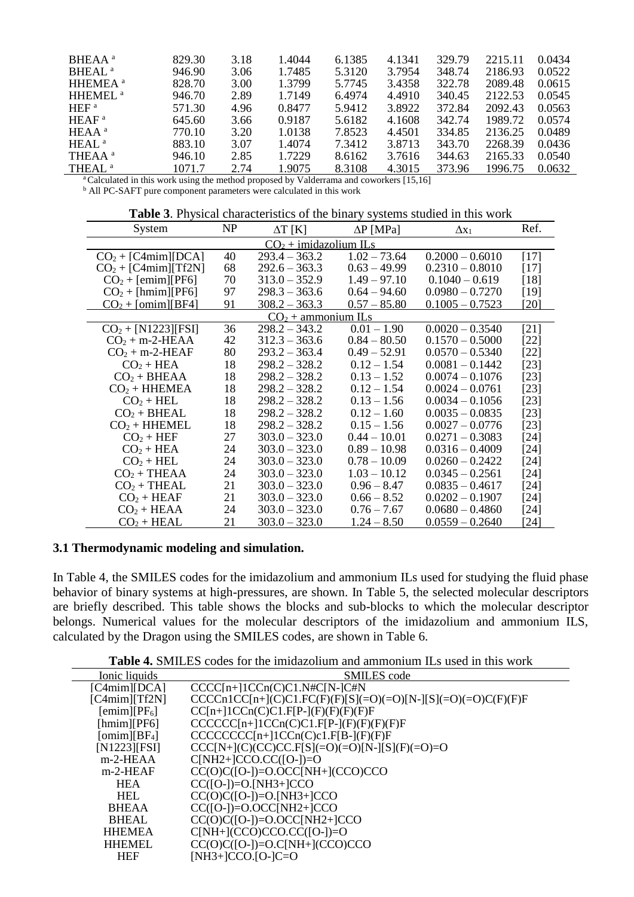| | | | | | | | | |
|---|---|---|---|---|---|---|---|---|
| BHEAA [a] | 829.30 | 3.18 | 1.4044 | 6.1385 | 4.1341 | 329.79 | 2215.11 | 0.0434 |
| BHEAL [a] | 946.90 | 3.06 | 1.7485 | 5.3120 | 3.7954 | 348.74 | 2186.93 | 0.0522 |
| HHEMEA [a] | 828.70 | 3.00 | 1.3799 | 5.7745 | 3.4358 | 322.78 | 2089.48 | 0.0615 |
| HHEMEL [a] | 946.70 | 2.89 | 1.7149 | 6.4974 | 4.4910 | 340.45 | 2122.53 | 0.0545 |
| HEF [a] | 571.30 | 4.96 | 0.8477 | 5.9412 | 3.8922 | 372.84 | 2092.43 | 0.0563 |
| HEAF [a] | 645.60 | 3.66 | 0.9187 | 5.6182 | 4.1608 | 342.74 | 1989.72 | 0.0574 |
| HEAA [a] | 770.10 | 3.20 | 1.0138 | 7.8523 | 4.4501 | 334.85 | 2136.25 | 0.0489 |
| HEAL [a] | 883.10 | 3.07 | 1.4074 | 7.3412 | 3.8713 | 343.70 | 2268.39 | 0.0436 |
| THEAA [a] | 946.10 | 2.85 | 1.7229 | 8.6162 | 3.7616 | 344.63 | 2165.33 | 0.0540 |
| THEAL [a] | 1071.7 | 2.74 | 1.9075 | 8.3108 | 4.3015 | 373.96 | 1996.75 | 0.0632 |

[a] Calculated in this work using the method proposed by Valderrama and coworkers [15,16]

[b] All PC-SAFT pure component parameters were calculated in this work

**Table 3**. Physical characteristics of the binary systems studied in this work

| System | NP | $\Delta T$ [K] | $\Delta P$ [MPa] | $\Delta x_1$ | Ref. |
|---|---|---|---|---|---|
| $CO_2$ + imidazolium ILs | | | | | |
| $CO_2$ + [C4mim][DCA] | 40 | 293.4 – 363.2 | 1.02 – 73.64 | 0.2000 – 0.6010 | [17] |
| $CO_2$ + [C4mim][Tf2N] | 68 | 292.6 – 363.3 | 0.63 – 49.99 | 0.2310 – 0.8010 | [17] |
| $CO_2$ + [emim][PF6] | 70 | 313.0 – 352.9 | 1.49 – 97.10 | 0.1040 – 0.619 | [18] |
| $CO_2$ + [hmim][PF6] | 97 | 298.3 – 363.6 | 0.64 – 94.60 | 0.0980 – 0.7270 | [19] |
| $CO_2$ + [omim][BF4] | 91 | 308.2 – 363.3 | 0.57 – 85.80 | 0.1005 – 0.7523 | [20] |
| $CO_2$ + ammonium ILs | | | | | |
| $CO_2$ + [N1223][FSI] | 36 | 298.2 – 343.2 | 0.01 – 1.90 | 0.0020 – 0.3540 | [21] |
| $CO_2$ + m-2-HEAA | 42 | 312.3 – 363.6 | 0.84 – 80.50 | 0.1570 – 0.5000 | [22] |
| $CO_2$ + m-2-HEAF | 80 | 293.2 – 363.4 | 0.49 – 52.91 | 0.0570 – 0.5340 | [22] |
| $CO_2$ + HEA | 18 | 298.2 – 328.2 | 0.12 – 1.54 | 0.0081 – 0.1442 | [23] |
| $CO_2$ + BHEAA | 18 | 298.2 – 328.2 | 0.13 – 1.52 | 0.0074 – 0.1076 | [23] |
| $CO_2$ + HHEMEA | 18 | 298.2 – 328.2 | 0.12 – 1.54 | 0.0024 – 0.0761 | [23] |
| $CO_2$ + HEL | 18 | 298.2 – 328.2 | 0.13 – 1.56 | 0.0034 – 0.1056 | [23] |
| $CO_2$ + BHEAL | 18 | 298.2 – 328.2 | 0.12 – 1.60 | 0.0035 – 0.0835 | [23] |
| $CO_2$ + HHEMEL | 18 | 298.2 – 328.2 | 0.15 – 1.56 | 0.0027 – 0.0776 | [23] |
| $CO_2$ + HEF | 27 | 303.0 – 323.0 | 0.44 – 10.01 | 0.0271 – 0.3083 | [24] |
| $CO_2$ + HEA | 24 | 303.0 – 323.0 | 0.89 – 10.98 | 0.0316 – 0.4009 | [24] |
| $CO_2$ + HEL | 24 | 303.0 – 323.0 | 0.78 – 10.09 | 0.0260 – 0.2422 | [24] |
| $CO_2$ + THEAA | 24 | 303.0 – 323.0 | 1.03 – 10.12 | 0.0345 – 0.2561 | [24] |
| $CO_2$ + THEAL | 21 | 303.0 – 323.0 | 0.96 – 8.47 | 0.0835 – 0.4617 | [24] |
| $CO_2$ + HEAF | 21 | 303.0 – 323.0 | 0.66 – 8.52 | 0.0202 – 0.1907 | [24] |
| $CO_2$ + HEAA | 24 | 303.0 – 323.0 | 0.76 – 7.67 | 0.0680 – 0.4860 | [24] |
| $CO_2$ + HEAL | 21 | 303.0 – 323.0 | 1.24 – 8.50 | 0.0559 – 0.2640 | [24] |

### 3.1 Thermodynamic modeling and simulation.

In Table 4, the SMILES codes for the imidazolium and ammonium ILs used for studying the fluid phase behavior of binary systems at high-pressures, are shown. In Table 5, the selected molecular descriptors are briefly described. This table shows the blocks and sub-blocks to which the molecular descriptor belongs. Numerical values for the molecular descriptors of the imidazolium and ammonium ILS, calculated by the Dragon using the SMILES codes, are shown in Table 6.

**Table 4.** SMILES codes for the imidazolium and ammonium ILs used in this work

| Ionic liquids | SMILES code |
|---|---|
| [C4mim][DCA] | CCCC[n+]1CCn(C)C1.N#C[N-]C#N |
| [C4mim][Tf2N] | CCCCn1CC[n+](C)C1.FC(F)(F)[S](=O)(=O)[N-][S](=O)(=O)C(F)(F)F |
| [emim][$PF_6$] | CC[n+]1CCn(C)C1.F[P-](F)(F)(F)(F)F |
| [hmim][PF6] | CCCCCC[n+]1CCn(C)C1.F[P-](F)(F)(F)(F)F |
| [omim][$BF_4$] | CCCCCCCC[n+]1CCn(C)c1.F[B-](F)(F)F |
| [N1223][FSI] | CCC[N+](C)(CC)CC.F[S](=O)(=O)[N-][S](F)(=O)=O |
| m-2-HEAA | C[NH2+]CCO.CC([O-])=O |
| m-2-HEAF | CC(O)C([O-])=O.OCC[NH+](CCO)CCO |
| HEA | CC([O-])=O.[NH3+]CCO |
| HEL | CC(O)C([O-])=O.[NH3+]CCO |
| BHEAA | CC([O-])=O.OCC[NH2+]CCO |
| BHEAL | CC(O)C([O-])=O.OCC[NH2+]CCO |
| HHEMEA | C[NH+](CCO)CCO.CC([O-])=O |
| HHEMEL | CC(O)C([O-])=O.C[NH+](CCO)CCO |
| HEF | [NH3+]CCO.[O-]C=O |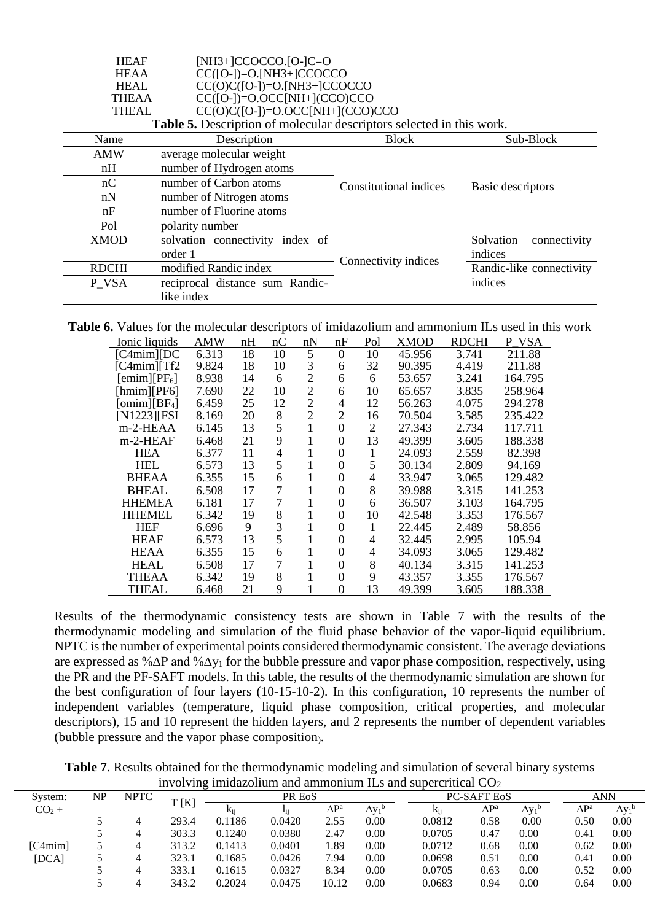| | |
|---|---|
| HEAF | [NH3+]CCOCCO.[O-]C=O |
| HEAA | CC([O-])=O.[NH3+]CCOCCO |
| HEAL | CC(O)C([O-])=O.[NH3+]CCOCCO |
| THEAA | CC([O-])=O.OCC[NH+](CCO)CCO |
| THEAL | CC(O)C([O-])=O.OCC[NH+](CCO)CCO |

**Table 5.** Description of molecular descriptors selected in this work.

| Name | Description | Block | Sub-Block |
|---|---|---|---|
| AMW | average molecular weight | Constitutional indices | Basic descriptors |
| nH | number of Hydrogen atoms | | |
| nC | number of Carbon atoms | | |
| nN | number of Nitrogen atoms | | |
| nF | number of Fluorine atoms | | |
| Pol | polarity number | | |
| XMOD | solvation connectivity index of order 1 | Connectivity indices | Solvation connectivity indices |
| RDCHI | modified Randic index | | Randic-like connectivity indices |
| P_VSA | reciprocal distance sum Randic-like index | | |

**Table 6.** Values for the molecular descriptors of imidazolium and ammonium ILs used in this work

| Ionic liquids | AMW | nH | nC | nN | nF | Pol | XMOD | RDCHI | P_VSA |
|---|---|---|---|---|---|---|---|---|---|
| [C4mim][DC | 6.313 | 18 | 10 | 5 | 0 | 10 | 45.956 | 3.741 | 211.88 |
| [C4mim][Tf2 | 9.824 | 18 | 10 | 3 | 6 | 32 | 90.395 | 4.419 | 211.88 |
| [emim][$PF_6$] | 8.938 | 14 | 6 | 2 | 6 | 6 | 53.657 | 3.241 | 164.795 |
| [hmim][PF6] | 7.690 | 22 | 10 | 2 | 6 | 10 | 65.657 | 3.835 | 258.964 |
| [omim][$BF_4$] | 6.459 | 25 | 12 | 2 | 4 | 12 | 56.263 | 4.075 | 294.278 |
| [N1223][FSI | 8.169 | 20 | 8 | 2 | 2 | 16 | 70.504 | 3.585 | 235.422 |
| m-2-HEAA | 6.145 | 13 | 5 | 1 | 0 | 2 | 27.343 | 2.734 | 117.711 |
| m-2-HEAF | 6.468 | 21 | 9 | 1 | 0 | 13 | 49.399 | 3.605 | 188.338 |
| HEA | 6.377 | 11 | 4 | 1 | 0 | 1 | 24.093 | 2.559 | 82.398 |
| HEL | 6.573 | 13 | 5 | 1 | 0 | 5 | 30.134 | 2.809 | 94.169 |
| BHEAA | 6.355 | 15 | 6 | 1 | 0 | 4 | 33.947 | 3.065 | 129.482 |
| BHEAL | 6.508 | 17 | 7 | 1 | 0 | 8 | 39.988 | 3.315 | 141.253 |
| HHEMEA | 6.181 | 17 | 7 | 1 | 0 | 6 | 36.507 | 3.103 | 164.795 |
| HHEMEL | 6.342 | 19 | 8 | 1 | 0 | 10 | 42.548 | 3.353 | 176.567 |
| HEF | 6.696 | 9 | 3 | 1 | 0 | 1 | 22.445 | 2.489 | 58.856 |
| HEAF | 6.573 | 13 | 5 | 1 | 0 | 4 | 32.445 | 2.995 | 105.94 |
| HEAA | 6.355 | 15 | 6 | 1 | 0 | 4 | 34.093 | 3.065 | 129.482 |
| HEAL | 6.508 | 17 | 7 | 1 | 0 | 8 | 40.134 | 3.315 | 141.253 |
| THEAA | 6.342 | 19 | 8 | 1 | 0 | 9 | 43.357 | 3.355 | 176.567 |
| THEAL | 6.468 | 21 | 9 | 1 | 0 | 13 | 49.399 | 3.605 | 188.338 |

Results of the thermodynamic consistency tests are shown in Table 7 with the results of the thermodynamic modeling and simulation of the fluid phase behavior of the vapor-liquid equilibrium. NPTC is the number of experimental points considered thermodynamic consistent. The average deviations are expressed as %$\Delta P$ and %$\Delta y_1$ for the bubble pressure and vapor phase composition, respectively, using the PR and the PF-SAFT models. In this table, the results of the thermodynamic simulation are shown for the best configuration of four layers (10-15-10-2). In this configuration, 10 represents the number of independent variables (temperature, liquid phase composition, critical properties, and molecular descriptors), 15 and 10 represent the hidden layers, and 2 represents the number of dependent variables (bubble pressure and the vapor phase composition).

**Table 7**. Results obtained for the thermodynamic modeling and simulation of several binary systems involving imidazolium and ammonium ILs and supercritical $CO_2$

| System: $CO_2$ + | NP | NPTC | T [K] | PR EoS | | | | PC-SAFT EoS | | | ANN | |
|---|---|---|---|---|---|---|---|---|---|---|---|---|
| | | | | $k_{ij}$ | $l_{ij}$ | $\Delta P^a$ | $\Delta y_1^b$ | $k_{ij}$ | $\Delta P^a$ | $\Delta y_1^b$ | $\Delta P^a$ | $\Delta y_1^b$ |
| [C4mim] [DCA] | 5 | 4 | 293.4 | 0.1186 | 0.0420 | 2.55 | 0.00 | 0.0812 | 0.58 | 0.00 | 0.50 | 0.00 |
| | 5 | 4 | 303.3 | 0.1240 | 0.0380 | 2.47 | 0.00 | 0.0705 | 0.47 | 0.00 | 0.41 | 0.00 |
| | 5 | 4 | 313.2 | 0.1413 | 0.0401 | 1.89 | 0.00 | 0.0712 | 0.68 | 0.00 | 0.62 | 0.00 |
| | 5 | 4 | 323.1 | 0.1685 | 0.0426 | 7.94 | 0.00 | 0.0698 | 0.51 | 0.00 | 0.41 | 0.00 |
| | 5 | 4 | 333.1 | 0.1615 | 0.0327 | 8.34 | 0.00 | 0.0705 | 0.63 | 0.00 | 0.52 | 0.00 |
| | 5 | 4 | 343.2 | 0.2024 | 0.0475 | 10.12 | 0.00 | 0.0683 | 0.94 | 0.00 | 0.64 | 0.00 |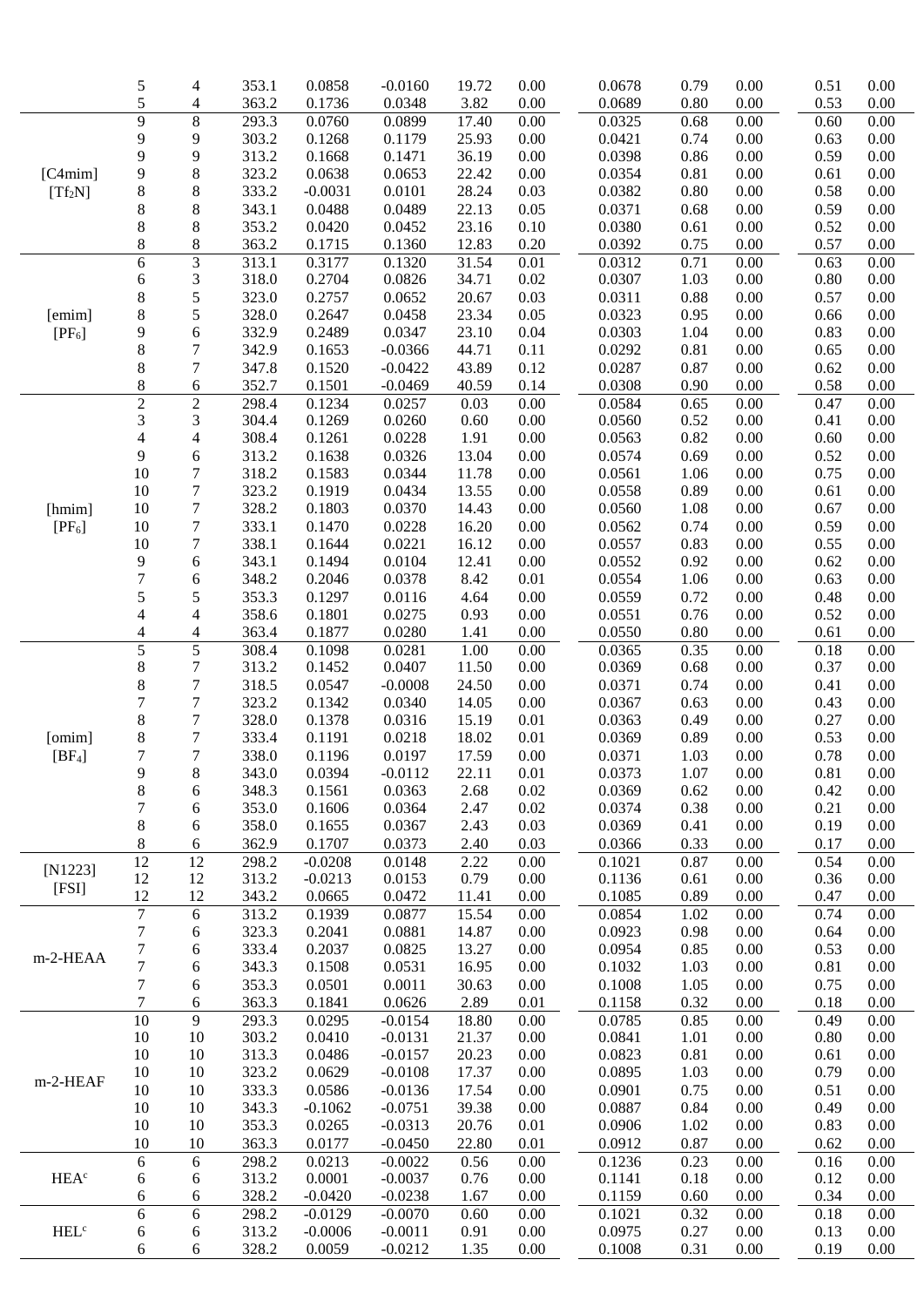|  |  |  |  |  |  |  |  |  |  |  |  |  |
|---|---|---|---|---|---|---|---|---|---|---|---|---|
|  | 5 | 4 | 353.1 | 0.0858 | -0.0160 | 19.72 | 0.00 | 0.0678 | 0.79 | 0.00 | 0.51 | 0.00 |
|  | 5 | 4 | 363.2 | 0.1736 | 0.0348 | 3.82 | 0.00 | 0.0689 | 0.80 | 0.00 | 0.53 | 0.00 |
| [C4mim] [$Tf_2N$] | 9 | 8 | 293.3 | 0.0760 | 0.0899 | 17.40 | 0.00 | 0.0325 | 0.68 | 0.00 | 0.60 | 0.00 |
|  | 9 | 9 | 303.2 | 0.1268 | 0.1179 | 25.93 | 0.00 | 0.0421 | 0.74 | 0.00 | 0.63 | 0.00 |
|  | 9 | 9 | 313.2 | 0.1668 | 0.1471 | 36.19 | 0.00 | 0.0398 | 0.86 | 0.00 | 0.59 | 0.00 |
|  | 9 | 8 | 323.2 | 0.0638 | 0.0653 | 22.42 | 0.00 | 0.0354 | 0.81 | 0.00 | 0.61 | 0.00 |
|  | 8 | 8 | 333.2 | -0.0031 | 0.0101 | 28.24 | 0.03 | 0.0382 | 0.80 | 0.00 | 0.58 | 0.00 |
|  | 8 | 8 | 343.1 | 0.0488 | 0.0489 | 22.13 | 0.05 | 0.0371 | 0.68 | 0.00 | 0.59 | 0.00 |
|  | 8 | 8 | 353.2 | 0.0420 | 0.0452 | 23.16 | 0.10 | 0.0380 | 0.61 | 0.00 | 0.52 | 0.00 |
|  | 8 | 8 | 363.2 | 0.1715 | 0.1360 | 12.83 | 0.20 | 0.0392 | 0.75 | 0.00 | 0.57 | 0.00 |
| [emim] [$PF_6$] | 6 | 3 | 313.1 | 0.3177 | 0.1320 | 31.54 | 0.01 | 0.0312 | 0.71 | 0.00 | 0.63 | 0.00 |
|  | 6 | 3 | 318.0 | 0.2704 | 0.0826 | 34.71 | 0.02 | 0.0307 | 1.03 | 0.00 | 0.80 | 0.00 |
|  | 8 | 5 | 323.0 | 0.2757 | 0.0652 | 20.67 | 0.03 | 0.0311 | 0.88 | 0.00 | 0.57 | 0.00 |
|  | 8 | 5 | 328.0 | 0.2647 | 0.0458 | 23.34 | 0.05 | 0.0323 | 0.95 | 0.00 | 0.66 | 0.00 |
|  | 9 | 6 | 332.9 | 0.2489 | 0.0347 | 23.10 | 0.04 | 0.0303 | 1.04 | 0.00 | 0.83 | 0.00 |
|  | 8 | 7 | 342.9 | 0.1653 | -0.0366 | 44.71 | 0.11 | 0.0292 | 0.81 | 0.00 | 0.65 | 0.00 |
|  | 8 | 7 | 347.8 | 0.1520 | -0.0422 | 43.89 | 0.12 | 0.0287 | 0.87 | 0.00 | 0.62 | 0.00 |
|  | 8 | 6 | 352.7 | 0.1501 | -0.0469 | 40.59 | 0.14 | 0.0308 | 0.90 | 0.00 | 0.58 | 0.00 |
| [hmim] [$PF_6$] | 2 | 2 | 298.4 | 0.1234 | 0.0257 | 0.03 | 0.00 | 0.0584 | 0.65 | 0.00 | 0.47 | 0.00 |
|  | 3 | 3 | 304.4 | 0.1269 | 0.0260 | 0.60 | 0.00 | 0.0560 | 0.52 | 0.00 | 0.41 | 0.00 |
|  | 4 | 4 | 308.4 | 0.1261 | 0.0228 | 1.91 | 0.00 | 0.0563 | 0.82 | 0.00 | 0.60 | 0.00 |
|  | 9 | 6 | 313.2 | 0.1638 | 0.0326 | 13.04 | 0.00 | 0.0574 | 0.69 | 0.00 | 0.52 | 0.00 |
|  | 10 | 7 | 318.2 | 0.1583 | 0.0344 | 11.78 | 0.00 | 0.0561 | 1.06 | 0.00 | 0.75 | 0.00 |
|  | 10 | 7 | 323.2 | 0.1919 | 0.0434 | 13.55 | 0.00 | 0.0558 | 0.89 | 0.00 | 0.61 | 0.00 |
|  | 10 | 7 | 328.2 | 0.1803 | 0.0370 | 14.43 | 0.00 | 0.0560 | 1.08 | 0.00 | 0.67 | 0.00 |
|  | 10 | 7 | 333.1 | 0.1470 | 0.0228 | 16.20 | 0.00 | 0.0562 | 0.74 | 0.00 | 0.59 | 0.00 |
|  | 10 | 7 | 338.1 | 0.1644 | 0.0221 | 16.12 | 0.00 | 0.0557 | 0.83 | 0.00 | 0.55 | 0.00 |
|  | 9 | 6 | 343.1 | 0.1494 | 0.0104 | 12.41 | 0.00 | 0.0552 | 0.92 | 0.00 | 0.62 | 0.00 |
|  | 7 | 6 | 348.2 | 0.2046 | 0.0378 | 8.42 | 0.01 | 0.0554 | 1.06 | 0.00 | 0.63 | 0.00 |
|  | 5 | 5 | 353.3 | 0.1297 | 0.0116 | 4.64 | 0.00 | 0.0559 | 0.72 | 0.00 | 0.48 | 0.00 |
|  | 4 | 4 | 358.6 | 0.1801 | 0.0275 | 0.93 | 0.00 | 0.0551 | 0.76 | 0.00 | 0.52 | 0.00 |
|  | 4 | 4 | 363.4 | 0.1877 | 0.0280 | 1.41 | 0.00 | 0.0550 | 0.80 | 0.00 | 0.61 | 0.00 |
| [omim] [$BF_4$] | 5 | 5 | 308.4 | 0.1098 | 0.0281 | 1.00 | 0.00 | 0.0365 | 0.35 | 0.00 | 0.18 | 0.00 |
|  | 8 | 7 | 313.2 | 0.1452 | 0.0407 | 11.50 | 0.00 | 0.0369 | 0.68 | 0.00 | 0.37 | 0.00 |
|  | 8 | 7 | 318.5 | 0.0547 | -0.0008 | 24.50 | 0.00 | 0.0371 | 0.74 | 0.00 | 0.41 | 0.00 |
|  | 7 | 7 | 323.2 | 0.1342 | 0.0340 | 14.05 | 0.00 | 0.0367 | 0.63 | 0.00 | 0.43 | 0.00 |
|  | 8 | 7 | 328.0 | 0.1378 | 0.0316 | 15.19 | 0.01 | 0.0363 | 0.49 | 0.00 | 0.27 | 0.00 |
|  | 8 | 7 | 333.4 | 0.1191 | 0.0218 | 18.02 | 0.01 | 0.0369 | 0.89 | 0.00 | 0.53 | 0.00 |
|  | 7 | 7 | 338.0 | 0.1196 | 0.0197 | 17.59 | 0.00 | 0.0371 | 1.03 | 0.00 | 0.78 | 0.00 |
|  | 9 | 8 | 343.0 | 0.0394 | -0.0112 | 22.11 | 0.01 | 0.0373 | 1.07 | 0.00 | 0.81 | 0.00 |
|  | 8 | 6 | 348.3 | 0.1561 | 0.0363 | 2.68 | 0.02 | 0.0369 | 0.62 | 0.00 | 0.42 | 0.00 |
|  | 7 | 6 | 353.0 | 0.1606 | 0.0364 | 2.47 | 0.02 | 0.0374 | 0.38 | 0.00 | 0.21 | 0.00 |
|  | 8 | 6 | 358.0 | 0.1655 | 0.0367 | 2.43 | 0.03 | 0.0369 | 0.41 | 0.00 | 0.19 | 0.00 |
|  | 8 | 6 | 362.9 | 0.1707 | 0.0373 | 2.40 | 0.03 | 0.0366 | 0.33 | 0.00 | 0.17 | 0.00 |
| [N1223] [FSI] | 12 | 12 | 298.2 | -0.0208 | 0.0148 | 2.22 | 0.00 | 0.1021 | 0.87 | 0.00 | 0.54 | 0.00 |
|  | 12 | 12 | 313.2 | -0.0213 | 0.0153 | 0.79 | 0.00 | 0.1136 | 0.61 | 0.00 | 0.36 | 0.00 |
|  | 12 | 12 | 343.2 | 0.0665 | 0.0472 | 11.41 | 0.00 | 0.1085 | 0.89 | 0.00 | 0.47 | 0.00 |
| m-2-HEAA | 7 | 6 | 313.2 | 0.1939 | 0.0877 | 15.54 | 0.00 | 0.0854 | 1.02 | 0.00 | 0.74 | 0.00 |
|  | 7 | 6 | 323.3 | 0.2041 | 0.0881 | 14.87 | 0.00 | 0.0923 | 0.98 | 0.00 | 0.64 | 0.00 |
|  | 7 | 6 | 333.4 | 0.2037 | 0.0825 | 13.27 | 0.00 | 0.0954 | 0.85 | 0.00 | 0.53 | 0.00 |
|  | 7 | 6 | 343.3 | 0.1508 | 0.0531 | 16.95 | 0.00 | 0.1032 | 1.03 | 0.00 | 0.81 | 0.00 |
|  | 7 | 6 | 353.3 | 0.0501 | 0.0011 | 30.63 | 0.00 | 0.1008 | 1.05 | 0.00 | 0.75 | 0.00 |
|  | 7 | 6 | 363.3 | 0.1841 | 0.0626 | 2.89 | 0.01 | 0.1158 | 0.32 | 0.00 | 0.18 | 0.00 |
| m-2-HEAF | 10 | 9 | 293.3 | 0.0295 | -0.0154 | 18.80 | 0.00 | 0.0785 | 0.85 | 0.00 | 0.49 | 0.00 |
|  | 10 | 10 | 303.2 | 0.0410 | -0.0131 | 21.37 | 0.00 | 0.0841 | 1.01 | 0.00 | 0.80 | 0.00 |
|  | 10 | 10 | 313.3 | 0.0486 | -0.0157 | 20.23 | 0.00 | 0.0823 | 0.81 | 0.00 | 0.61 | 0.00 |
|  | 10 | 10 | 323.2 | 0.0629 | -0.0108 | 17.37 | 0.00 | 0.0895 | 1.03 | 0.00 | 0.79 | 0.00 |
|  | 10 | 10 | 333.3 | 0.0586 | -0.0136 | 17.54 | 0.00 | 0.0901 | 0.75 | 0.00 | 0.51 | 0.00 |
|  | 10 | 10 | 343.3 | -0.1062 | -0.0751 | 39.38 | 0.00 | 0.0887 | 0.84 | 0.00 | 0.49 | 0.00 |
|  | 10 | 10 | 353.3 | 0.0265 | -0.0313 | 20.76 | 0.01 | 0.0906 | 1.02 | 0.00 | 0.83 | 0.00 |
|  | 10 | 10 | 363.3 | 0.0177 | -0.0450 | 22.80 | 0.01 | 0.0912 | 0.87 | 0.00 | 0.62 | 0.00 |
| HEA[c] | 6 | 6 | 298.2 | 0.0213 | -0.0022 | 0.56 | 0.00 | 0.1236 | 0.23 | 0.00 | 0.16 | 0.00 |
|  | 6 | 6 | 313.2 | 0.0001 | -0.0037 | 0.76 | 0.00 | 0.1141 | 0.18 | 0.00 | 0.12 | 0.00 |
|  | 6 | 6 | 328.2 | -0.0420 | -0.0238 | 1.67 | 0.00 | 0.1159 | 0.60 | 0.00 | 0.34 | 0.00 |
| HEL[c] | 6 | 6 | 298.2 | -0.0129 | -0.0070 | 0.60 | 0.00 | 0.1021 | 0.32 | 0.00 | 0.18 | 0.00 |
|  | 6 | 6 | 313.2 | -0.0006 | -0.0011 | 0.91 | 0.00 | 0.0975 | 0.27 | 0.00 | 0.13 | 0.00 |
|  | 6 | 6 | 328.2 | 0.0059 | -0.0212 | 1.35 | 0.00 | 0.1008 | 0.31 | 0.00 | 0.19 | 0.00 |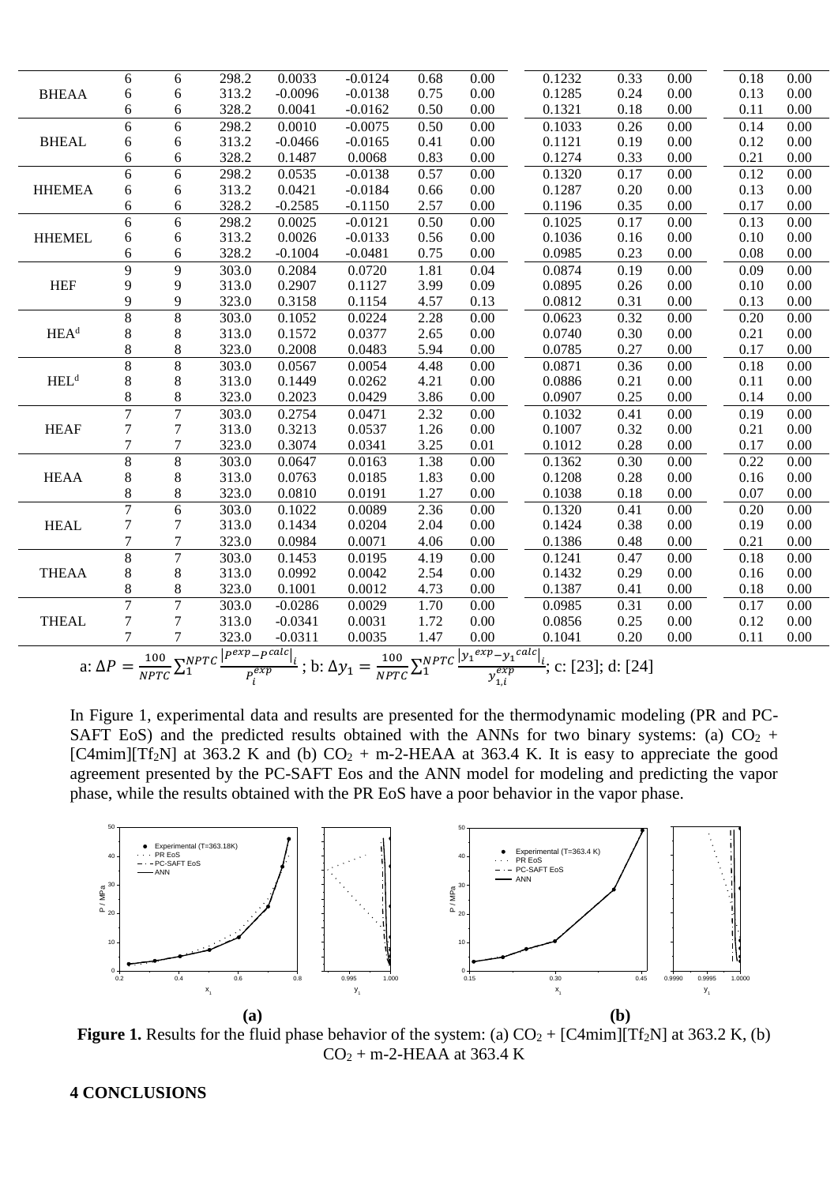| | | | | | | | | | | | | |
|---|---|---|---|---|---|---|---|---|---|---|---|---|
| | 6 | 6 | 298.2 | 0.0033 | -0.0124 | 0.68 | 0.00 | 0.1232 | 0.33 | 0.00 | 0.18 | 0.00 |
| BHEAA | 6 | 6 | 313.2 | -0.0096 | -0.0138 | 0.75 | 0.00 | 0.1285 | 0.24 | 0.00 | 0.13 | 0.00 |
| | 6 | 6 | 328.2 | 0.0041 | -0.0162 | 0.50 | 0.00 | 0.1321 | 0.18 | 0.00 | 0.11 | 0.00 |
| | 6 | 6 | 298.2 | 0.0010 | -0.0075 | 0.50 | 0.00 | 0.1033 | 0.26 | 0.00 | 0.14 | 0.00 |
| BHEAL | 6 | 6 | 313.2 | -0.0466 | -0.0165 | 0.41 | 0.00 | 0.1121 | 0.19 | 0.00 | 0.12 | 0.00 |
| | 6 | 6 | 328.2 | 0.1487 | 0.0068 | 0.83 | 0.00 | 0.1274 | 0.33 | 0.00 | 0.21 | 0.00 |
| | 6 | 6 | 298.2 | 0.0535 | -0.0138 | 0.57 | 0.00 | 0.1320 | 0.17 | 0.00 | 0.12 | 0.00 |
| HHEMEA | 6 | 6 | 313.2 | 0.0421 | -0.0184 | 0.66 | 0.00 | 0.1287 | 0.20 | 0.00 | 0.13 | 0.00 |
| | 6 | 6 | 328.2 | -0.2585 | -0.1150 | 2.57 | 0.00 | 0.1196 | 0.35 | 0.00 | 0.17 | 0.00 |
| | 6 | 6 | 298.2 | 0.0025 | -0.0121 | 0.50 | 0.00 | 0.1025 | 0.17 | 0.00 | 0.13 | 0.00 |
| HHEMEL | 6 | 6 | 313.2 | 0.0026 | -0.0133 | 0.56 | 0.00 | 0.1036 | 0.16 | 0.00 | 0.10 | 0.00 |
| | 6 | 6 | 328.2 | -0.1004 | -0.0481 | 0.75 | 0.00 | 0.0985 | 0.23 | 0.00 | 0.08 | 0.00 |
| | 9 | 9 | 303.0 | 0.2084 | 0.0720 | 1.81 | 0.04 | 0.0874 | 0.19 | 0.00 | 0.09 | 0.00 |
| HEF | 9 | 9 | 313.0 | 0.2907 | 0.1127 | 3.99 | 0.09 | 0.0895 | 0.26 | 0.00 | 0.10 | 0.00 |
| | 9 | 9 | 323.0 | 0.3158 | 0.1154 | 4.57 | 0.13 | 0.0812 | 0.31 | 0.00 | 0.13 | 0.00 |
| | 8 | 8 | 303.0 | 0.1052 | 0.0224 | 2.28 | 0.00 | 0.0623 | 0.32 | 0.00 | 0.20 | 0.00 |
| HEA[d] | 8 | 8 | 313.0 | 0.1572 | 0.0377 | 2.65 | 0.00 | 0.0740 | 0.30 | 0.00 | 0.21 | 0.00 |
| | 8 | 8 | 323.0 | 0.2008 | 0.0483 | 5.94 | 0.00 | 0.0785 | 0.27 | 0.00 | 0.17 | 0.00 |
| | 8 | 8 | 303.0 | 0.0567 | 0.0054 | 4.48 | 0.00 | 0.0871 | 0.36 | 0.00 | 0.18 | 0.00 |
| HEL[d] | 8 | 8 | 313.0 | 0.1449 | 0.0262 | 4.21 | 0.00 | 0.0886 | 0.21 | 0.00 | 0.11 | 0.00 |
| | 8 | 8 | 323.0 | 0.2023 | 0.0429 | 3.86 | 0.00 | 0.0907 | 0.25 | 0.00 | 0.14 | 0.00 |
| | 7 | 7 | 303.0 | 0.2754 | 0.0471 | 2.32 | 0.00 | 0.1032 | 0.41 | 0.00 | 0.19 | 0.00 |
| HEAF | 7 | 7 | 313.0 | 0.3213 | 0.0537 | 1.26 | 0.00 | 0.1007 | 0.32 | 0.00 | 0.21 | 0.00 |
| | 7 | 7 | 323.0 | 0.3074 | 0.0341 | 3.25 | 0.01 | 0.1012 | 0.28 | 0.00 | 0.17 | 0.00 |
| | 8 | 8 | 303.0 | 0.0647 | 0.0163 | 1.38 | 0.00 | 0.1362 | 0.30 | 0.00 | 0.22 | 0.00 |
| HEAA | 8 | 8 | 313.0 | 0.0763 | 0.0185 | 1.83 | 0.00 | 0.1208 | 0.28 | 0.00 | 0.16 | 0.00 |
| | 8 | 8 | 323.0 | 0.0810 | 0.0191 | 1.27 | 0.00 | 0.1038 | 0.18 | 0.00 | 0.07 | 0.00 |
| | 7 | 6 | 303.0 | 0.1022 | 0.0089 | 2.36 | 0.00 | 0.1320 | 0.41 | 0.00 | 0.20 | 0.00 |
| HEAL | 7 | 7 | 313.0 | 0.1434 | 0.0204 | 2.04 | 0.00 | 0.1424 | 0.38 | 0.00 | 0.19 | 0.00 |
| | 7 | 7 | 323.0 | 0.0984 | 0.0071 | 4.06 | 0.00 | 0.1386 | 0.48 | 0.00 | 0.21 | 0.00 |
| | 8 | 7 | 303.0 | 0.1453 | 0.0195 | 4.19 | 0.00 | 0.1241 | 0.47 | 0.00 | 0.18 | 0.00 |
| THEAA | 8 | 8 | 313.0 | 0.0992 | 0.0042 | 2.54 | 0.00 | 0.1432 | 0.29 | 0.00 | 0.16 | 0.00 |
| | 8 | 8 | 323.0 | 0.1001 | 0.0012 | 4.73 | 0.00 | 0.1387 | 0.41 | 0.00 | 0.18 | 0.00 |
| | 7 | 7 | 303.0 | -0.0286 | 0.0029 | 1.70 | 0.00 | 0.0985 | 0.31 | 0.00 | 0.17 | 0.00 |
| THEAL | 7 | 7 | 313.0 | -0.0341 | 0.0031 | 1.72 | 0.00 | 0.0856 | 0.25 | 0.00 | 0.12 | 0.00 |
| | 7 | 7 | 323.0 | -0.0311 | 0.0035 | 1.47 | 0.00 | 0.1041 | 0.20 | 0.00 | 0.11 | 0.00 |

a: $\Delta P = \frac{100}{NPTC}\sum_1^{NPTC}\frac{|P^{exp}-P^{calc}|_i}{P_i^{exp}}$ ; b: $\Delta y_1 = \frac{100}{NPTC}\sum_1^{NPTC}\frac{|y_1{}^{exp}-y_1{}^{calc}|_i}{y_{1,i}^{exp}}$; c: [23]; d: [24]

In Figure 1, experimental data and results are presented for the thermodynamic modeling (PR and PC-SAFT EoS) and the predicted results obtained with the ANNs for two binary systems: (a) $CO_2$ + [C4mim][$Tf_2N$] at 363.2 K and (b) $CO_2$ + m-2-HEAA at 363.4 K. It is easy to appreciate the good agreement presented by the PC-SAFT Eos and the ANN model for modeling and predicting the vapor phase, while the results obtained with the PR EoS have a poor behavior in the vapor phase.

**Figure 1.** Results for the fluid phase behavior of the system: (a) $CO_2$ + [C4mim][$Tf_2N$] at 363.2 K, (b) $CO_2$ + m-2-HEAA at 363.4 K

## 4 CONCLUSIONS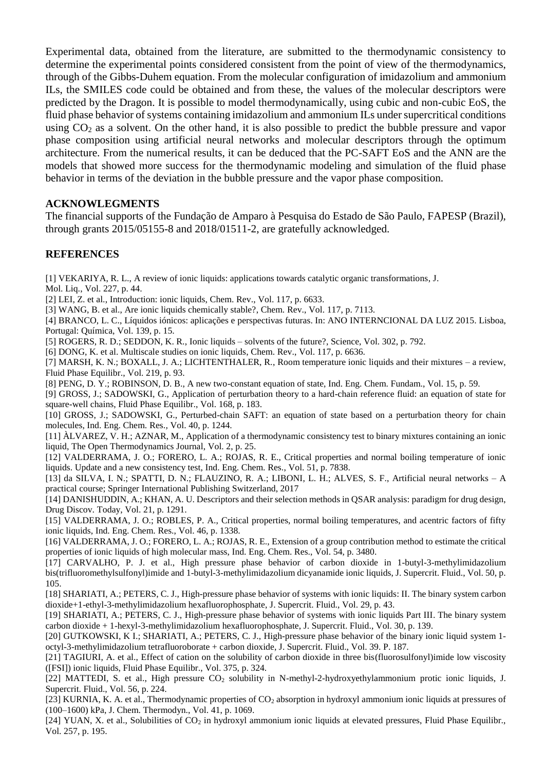Experimental data, obtained from the literature, are submitted to the thermodynamic consistency to determine the experimental points considered consistent from the point of view of the thermodynamics, through of the Gibbs-Duhem equation. From the molecular configuration of imidazolium and ammonium ILs, the SMILES code could be obtained and from these, the values of the molecular descriptors were predicted by the Dragon. It is possible to model thermodynamically, using cubic and non-cubic EoS, the fluid phase behavior of systems containing imidazolium and ammonium ILs under supercritical conditions using $CO_2$ as a solvent. On the other hand, it is also possible to predict the bubble pressure and vapor phase composition using artificial neural networks and molecular descriptors through the optimum architecture. From the numerical results, it can be deduced that the PC-SAFT EoS and the ANN are the models that showed more success for the thermodynamic modeling and simulation of the fluid phase behavior in terms of the deviation in the bubble pressure and the vapor phase composition.

## ACKNOWLEGMENTS

The financial supports of the Fundação de Amparo à Pesquisa do Estado de São Paulo, FAPESP (Brazil), through grants 2015/05155-8 and 2018/01511-2, are gratefully acknowledged.

## REFERENCES

[1] VEKARIYA, R. L., A review of ionic liquids: applications towards catalytic organic transformations, J. Mol. Liq., Vol. 227, p. 44.

[2] LEI, Z. et al., Introduction: ionic liquids, Chem. Rev., Vol. 117, p. 6633.

[3] WANG, B. et al., Are ionic liquids chemically stable?, Chem. Rev., Vol. 117, p. 7113.

[4] BRANCO, L. C., Líquidos iónicos: aplicações e perspectivas futuras. In: ANO INTERNCIONAL DA LUZ 2015. Lisboa, Portugal: Química, Vol. 139, p. 15.

[5] ROGERS, R. D.; SEDDON, K. R., Ionic liquids – solvents of the future?, Science, Vol. 302, p. 792.

[6] DONG, K. et al. Multiscale studies on ionic liquids, Chem. Rev., Vol. 117, p. 6636.

[7] MARSH, K. N.; BOXALL, J. A.; LICHTENTHALER, R., Room temperature ionic liquids and their mixtures – a review, Fluid Phase Equilibr., Vol. 219, p. 93.

[8] PENG, D. Y.; ROBINSON, D. B., A new two-constant equation of state, Ind. Eng. Chem. Fundam., Vol. 15, p. 59.

[9] GROSS, J.; SADOWSKI, G., Application of perturbation theory to a hard-chain reference fluid: an equation of state for square-well chains, Fluid Phase Equilibr., Vol. 168, p. 183.

[10] GROSS, J.; SADOWSKI, G., Perturbed-chain SAFT: an equation of state based on a perturbation theory for chain molecules, Ind. Eng. Chem. Res., Vol. 40, p. 1244.

[11] ÀLVAREZ, V. H.; AZNAR, M., Application of a thermodynamic consistency test to binary mixtures containing an ionic liquid, The Open Thermodynamics Journal, Vol. 2, p. 25.

[12] VALDERRAMA, J. O.; FORERO, L. A.; ROJAS, R. E., Critical properties and normal boiling temperature of ionic liquids. Update and a new consistency test, Ind. Eng. Chem. Res., Vol. 51, p. 7838.

[13] da SILVA, I. N.; SPATTI, D. N.; FLAUZINO, R. A.; LIBONI, L. H.; ALVES, S. F., Artificial neural networks – A practical course; Springer International Publishing Switzerland, 2017

[14] DANISHUDDIN, A.; KHAN, A. U. Descriptors and their selection methods in QSAR analysis: paradigm for drug design, Drug Discov. Today, Vol. 21, p. 1291.

[15] VALDERRAMA, J. O.; ROBLES, P. A., Critical properties, normal boiling temperatures, and acentric factors of fifty ionic liquids, Ind. Eng. Chem. Res., Vol. 46, p. 1338.

[16] VALDERRAMA, J. O.; FORERO, L. A.; ROJAS, R. E., Extension of a group contribution method to estimate the critical properties of ionic liquids of high molecular mass, Ind. Eng. Chem. Res., Vol. 54, p. 3480.

[17] CARVALHO, P. J. et al., High pressure phase behavior of carbon dioxide in 1-butyl-3-methylimidazolium bis(trifluoromethylsulfonyl)imide and 1-butyl-3-methylimidazolium dicyanamide ionic liquids, J. Supercrit. Fluid., Vol. 50, p. 105.

[18] SHARIATI, A.; PETERS, C. J., High-pressure phase behavior of systems with ionic liquids: II. The binary system carbon dioxide+1-ethyl-3-methylimidazolium hexafluorophosphate, J. Supercrit. Fluid., Vol. 29, p. 43.

[19] SHARIATI, A.; PETERS, C. J., High-pressure phase behavior of systems with ionic liquids Part III. The binary system carbon dioxide + 1-hexyl-3-methylimidazolium hexafluorophosphate, J. Supercrit. Fluid., Vol. 30, p. 139.

[20] GUTKOWSKI, K I.; SHARIATI, A.; PETERS, C. J., High-pressure phase behavior of the binary ionic liquid system 1-octyl-3-methylimidazolium tetrafluoroborate + carbon dioxide, J. Supercrit. Fluid., Vol. 39. P. 187.

[21] TAGIURI, A. et al., Effect of cation on the solubility of carbon dioxide in three bis(fluorosulfonyl)imide low viscosity ([FSI]) ionic liquids, Fluid Phase Equilibr., Vol. 375, p. 324.

[22] MATTEDI, S. et al., High pressure $CO_2$ solubility in N-methyl-2-hydroxyethylammonium protic ionic liquids, J. Supercrit. Fluid., Vol. 56, p. 224.

[23] KURNIA, K. A. et al., Thermodynamic properties of $CO_2$ absorption in hydroxyl ammonium ionic liquids at pressures of (100–1600) kPa, J. Chem. Thermodyn., Vol. 41, p. 1069.

[24] YUAN, X. et al., Solubilities of $CO_2$ in hydroxyl ammonium ionic liquids at elevated pressures, Fluid Phase Equilibr., Vol. 257, p. 195.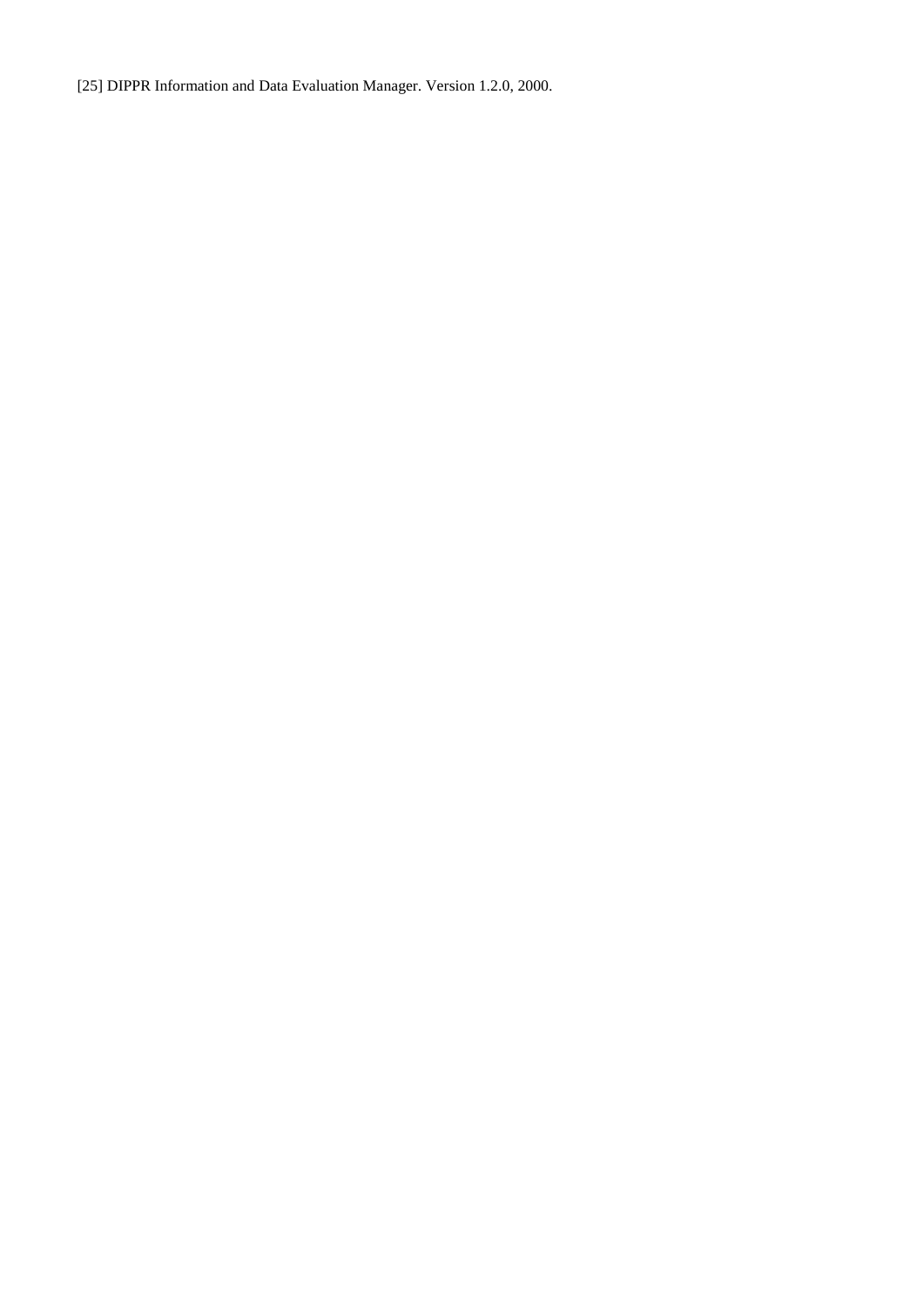[25] DIPPR Information and Data Evaluation Manager. Version 1.2.0, 2000.